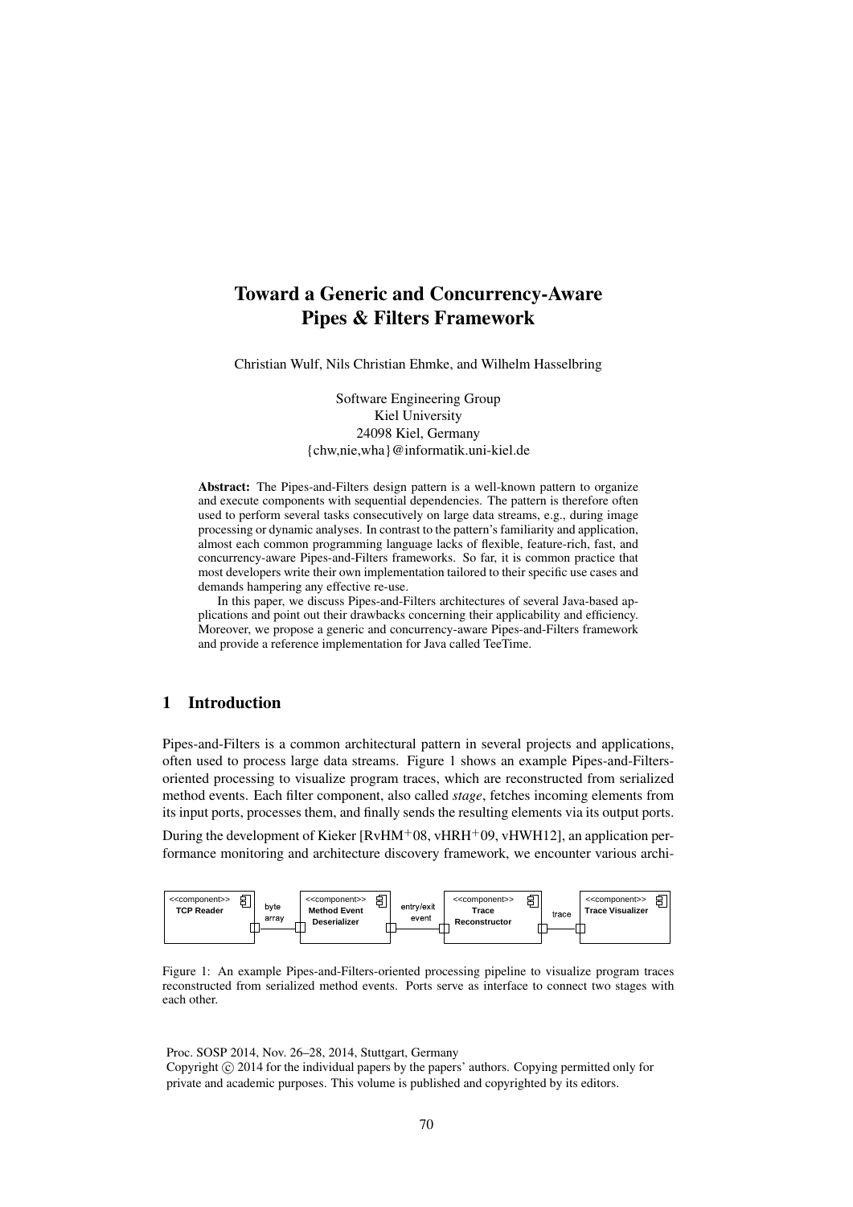# Toward a Generic and Concurrency-Aware Pipes & Filters Framework

Christian Wulf, Nils Christian Ehmke, and Wilhelm Hasselbring

Software Engineering Group
Kiel University
24098 Kiel, Germany
{chw,nie,wha}@informatik.uni-kiel.de

**Abstract:** The Pipes-and-Filters design pattern is a well-known pattern to organize and execute components with sequential dependencies. The pattern is therefore often used to perform several tasks consecutively on large data streams, e.g., during image processing or dynamic analyses. In contrast to the pattern's familiarity and application, almost each common programming language lacks of flexible, feature-rich, fast, and concurrency-aware Pipes-and-Filters frameworks. So far, it is common practice that most developers write their own implementation tailored to their specific use cases and demands hampering any effective re-use.

In this paper, we discuss Pipes-and-Filters architectures of several Java-based applications and point out their drawbacks concerning their applicability and efficiency. Moreover, we propose a generic and concurrency-aware Pipes-and-Filters framework and provide a reference implementation for Java called TeeTime.

## 1 Introduction

Pipes-and-Filters is a common architectural pattern in several projects and applications, often used to process large data streams. Figure 1 shows an example Pipes-and-Filters-oriented processing to visualize program traces, which are reconstructed from serialized method events. Each filter component, also called *stage*, fetches incoming elements from its input ports, processes them, and finally sends the resulting elements via its output ports.

During the development of Kieker [RvHM+08, vHRH+09, vHWH12], an application performance monitoring and architecture discovery framework, we encounter various archi-

<<component>> TCP Reader — byte array — <<component>> Method Event Deserializer — entry/exit event — <<component>> Trace Reconstructor — trace — <<component>> Trace Visualizer

Figure 1: An example Pipes-and-Filters-oriented processing pipeline to visualize program traces reconstructed from serialized method events. Ports serve as interface to connect two stages with each other.

Proc. SOSP 2014, Nov. 26–28, 2014, Stuttgart, Germany
Copyright © 2014 for the individual papers by the papers' authors. Copying permitted only for private and academic purposes. This volume is published and copyrighted by its editors.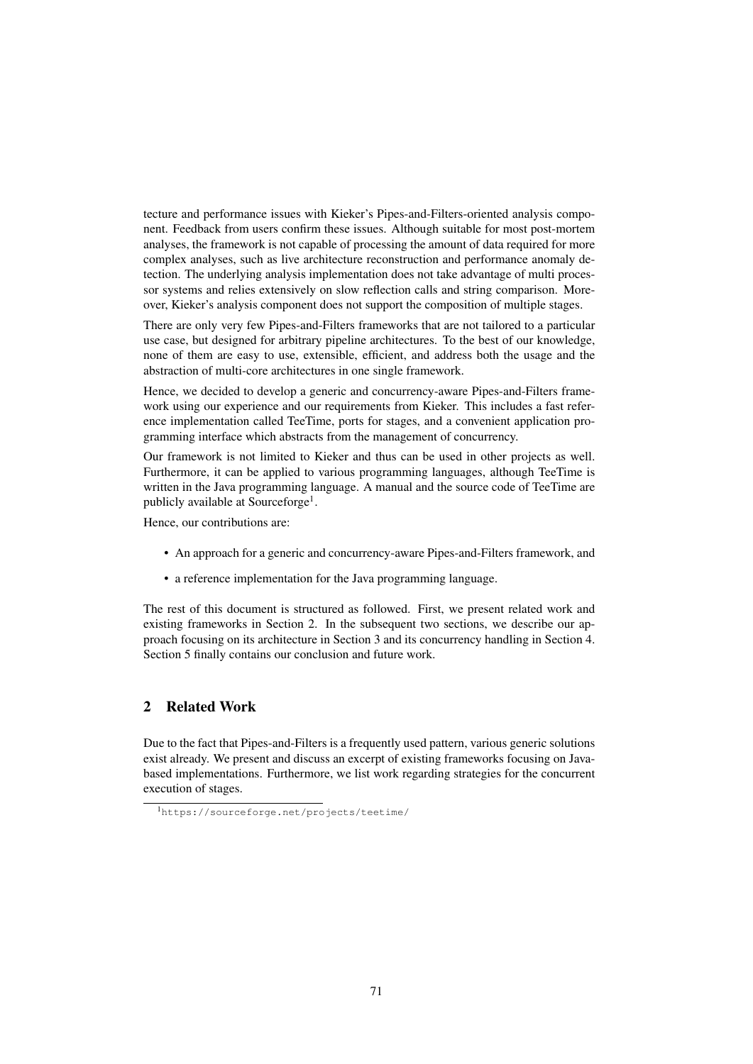tecture and performance issues with Kieker's Pipes-and-Filters-oriented analysis component. Feedback from users confirm these issues. Although suitable for most post-mortem analyses, the framework is not capable of processing the amount of data required for more complex analyses, such as live architecture reconstruction and performance anomaly detection. The underlying analysis implementation does not take advantage of multi processor systems and relies extensively on slow reflection calls and string comparison. Moreover, Kieker's analysis component does not support the composition of multiple stages.

There are only very few Pipes-and-Filters frameworks that are not tailored to a particular use case, but designed for arbitrary pipeline architectures. To the best of our knowledge, none of them are easy to use, extensible, efficient, and address both the usage and the abstraction of multi-core architectures in one single framework.

Hence, we decided to develop a generic and concurrency-aware Pipes-and-Filters framework using our experience and our requirements from Kieker. This includes a fast reference implementation called TeeTime, ports for stages, and a convenient application programming interface which abstracts from the management of concurrency.

Our framework is not limited to Kieker and thus can be used in other projects as well. Furthermore, it can be applied to various programming languages, although TeeTime is written in the Java programming language. A manual and the source code of TeeTime are publicly available at Sourceforge[1].

Hence, our contributions are:

- An approach for a generic and concurrency-aware Pipes-and-Filters framework, and
- a reference implementation for the Java programming language.

The rest of this document is structured as followed. First, we present related work and existing frameworks in Section 2. In the subsequent two sections, we describe our approach focusing on its architecture in Section 3 and its concurrency handling in Section 4. Section 5 finally contains our conclusion and future work.

## 2 Related Work

Due to the fact that Pipes-and-Filters is a frequently used pattern, various generic solutions exist already. We present and discuss an excerpt of existing frameworks focusing on Java-based implementations. Furthermore, we list work regarding strategies for the concurrent execution of stages.

[1] https://sourceforge.net/projects/teetime/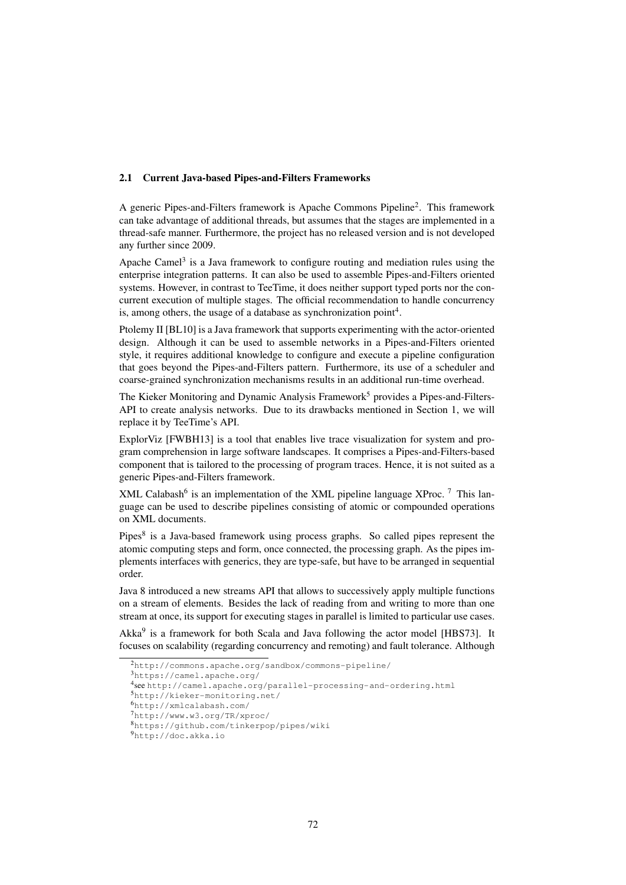### 2.1 Current Java-based Pipes-and-Filters Frameworks

A generic Pipes-and-Filters framework is Apache Commons Pipeline[2]. This framework can take advantage of additional threads, but assumes that the stages are implemented in a thread-safe manner. Furthermore, the project has no released version and is not developed any further since 2009.

Apache Camel[3] is a Java framework to configure routing and mediation rules using the enterprise integration patterns. It can also be used to assemble Pipes-and-Filters oriented systems. However, in contrast to TeeTime, it does neither support typed ports nor the concurrent execution of multiple stages. The official recommendation to handle concurrency is, among others, the usage of a database as synchronization point[4].

Ptolemy II [BL10] is a Java framework that supports experimenting with the actor-oriented design. Although it can be used to assemble networks in a Pipes-and-Filters oriented style, it requires additional knowledge to configure and execute a pipeline configuration that goes beyond the Pipes-and-Filters pattern. Furthermore, its use of a scheduler and coarse-grained synchronization mechanisms results in an additional run-time overhead.

The Kieker Monitoring and Dynamic Analysis Framework[5] provides a Pipes-and-Filters-API to create analysis networks. Due to its drawbacks mentioned in Section 1, we will replace it by TeeTime's API.

ExplorViz [FWBH13] is a tool that enables live trace visualization for system and program comprehension in large software landscapes. It comprises a Pipes-and-Filters-based component that is tailored to the processing of program traces. Hence, it is not suited as a generic Pipes-and-Filters framework.

XML Calabash[6] is an implementation of the XML pipeline language XProc. [7] This language can be used to describe pipelines consisting of atomic or compounded operations on XML documents.

Pipes[8] is a Java-based framework using process graphs. So called pipes represent the atomic computing steps and form, once connected, the processing graph. As the pipes implements interfaces with generics, they are type-safe, but have to be arranged in sequential order.

Java 8 introduced a new streams API that allows to successively apply multiple functions on a stream of elements. Besides the lack of reading from and writing to more than one stream at once, its support for executing stages in parallel is limited to particular use cases.

Akka[9] is a framework for both Scala and Java following the actor model [HBS73]. It focuses on scalability (regarding concurrency and remoting) and fault tolerance. Although

---

[2] http://commons.apache.org/sandbox/commons-pipeline/

[3] https://camel.apache.org/

[4] see http://camel.apache.org/parallel-processing-and-ordering.html

[5] http://kieker-monitoring.net/

[6] http://xmlcalabash.com/

[7] http://www.w3.org/TR/xproc/

[8] https://github.com/tinkerpop/pipes/wiki

[9] http://doc.akka.io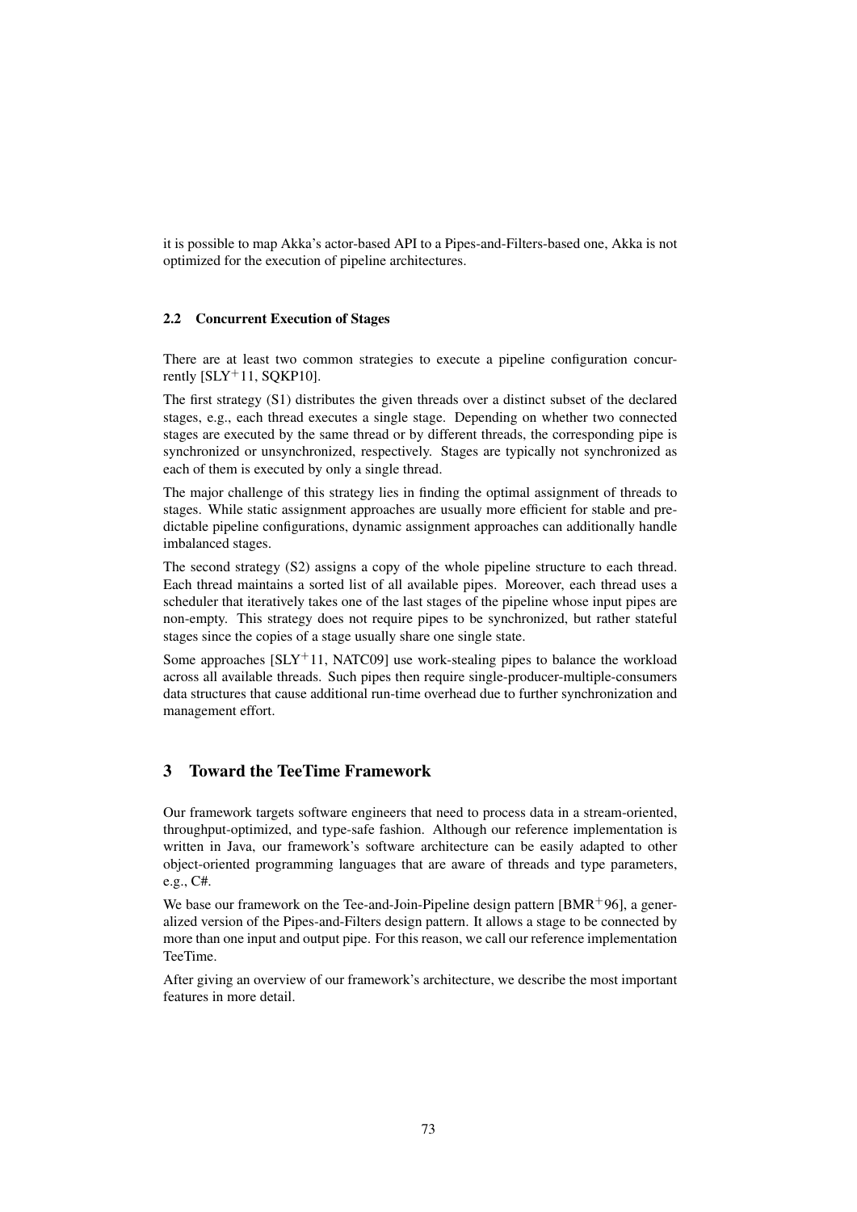it is possible to map Akka's actor-based API to a Pipes-and-Filters-based one, Akka is not optimized for the execution of pipeline architectures.

### 2.2 Concurrent Execution of Stages

There are at least two common strategies to execute a pipeline configuration concurrently [SLY+11, SQKP10].

The first strategy (S1) distributes the given threads over a distinct subset of the declared stages, e.g., each thread executes a single stage. Depending on whether two connected stages are executed by the same thread or by different threads, the corresponding pipe is synchronized or unsynchronized, respectively. Stages are typically not synchronized as each of them is executed by only a single thread.

The major challenge of this strategy lies in finding the optimal assignment of threads to stages. While static assignment approaches are usually more efficient for stable and predictable pipeline configurations, dynamic assignment approaches can additionally handle imbalanced stages.

The second strategy (S2) assigns a copy of the whole pipeline structure to each thread. Each thread maintains a sorted list of all available pipes. Moreover, each thread uses a scheduler that iteratively takes one of the last stages of the pipeline whose input pipes are non-empty. This strategy does not require pipes to be synchronized, but rather stateful stages since the copies of a stage usually share one single state.

Some approaches [SLY+11, NATC09] use work-stealing pipes to balance the workload across all available threads. Such pipes then require single-producer-multiple-consumers data structures that cause additional run-time overhead due to further synchronization and management effort.

## 3 Toward the TeeTime Framework

Our framework targets software engineers that need to process data in a stream-oriented, throughput-optimized, and type-safe fashion. Although our reference implementation is written in Java, our framework's software architecture can be easily adapted to other object-oriented programming languages that are aware of threads and type parameters, e.g., C#.

We base our framework on the Tee-and-Join-Pipeline design pattern [BMR+96], a generalized version of the Pipes-and-Filters design pattern. It allows a stage to be connected by more than one input and output pipe. For this reason, we call our reference implementation TeeTime.

After giving an overview of our framework's architecture, we describe the most important features in more detail.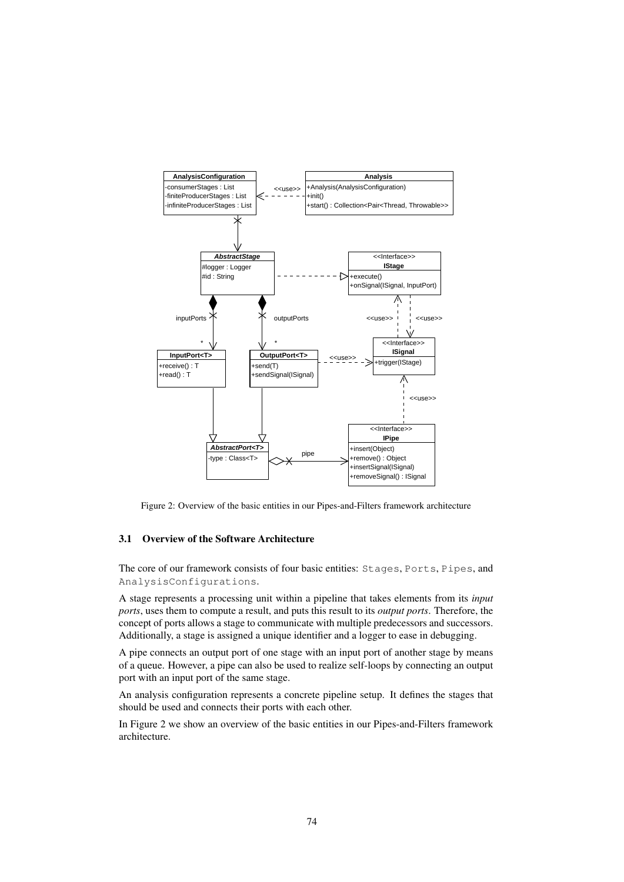Figure 2: Overview of the basic entities in our Pipes-and-Filters framework architecture

### 3.1 Overview of the Software Architecture

The core of our framework consists of four basic entities: `Stages`, `Ports`, `Pipes`, and `AnalysisConfigurations`.

A stage represents a processing unit within a pipeline that takes elements from its *input ports*, uses them to compute a result, and puts this result to its *output ports*. Therefore, the concept of ports allows a stage to communicate with multiple predecessors and successors. Additionally, a stage is assigned a unique identifier and a logger to ease in debugging.

A pipe connects an output port of one stage with an input port of another stage by means of a queue. However, a pipe can also be used to realize self-loops by connecting an output port with an input port of the same stage.

An analysis configuration represents a concrete pipeline setup. It defines the stages that should be used and connects their ports with each other.

In Figure 2 we show an overview of the basic entities in our Pipes-and-Filters framework architecture.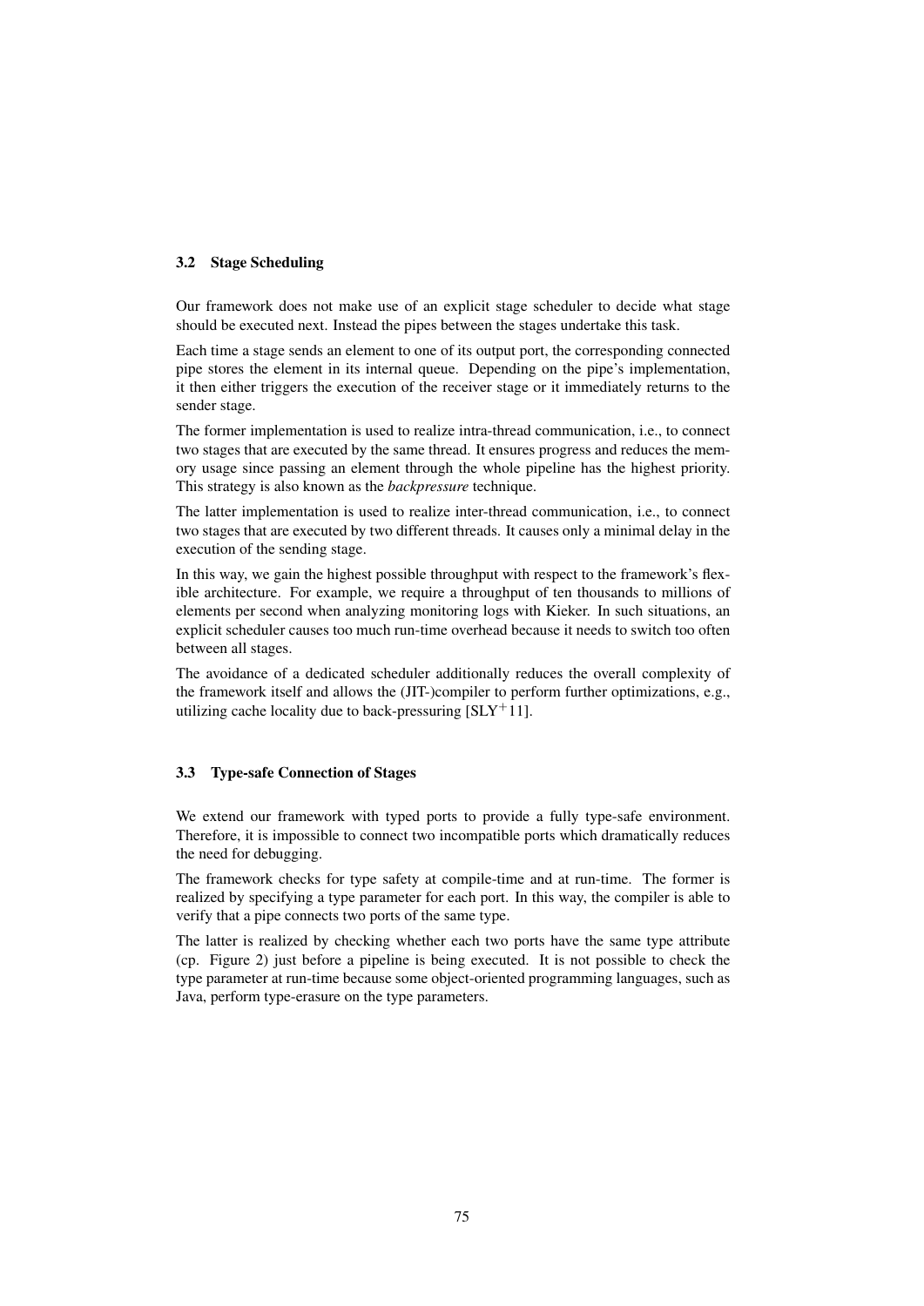### 3.2 Stage Scheduling

Our framework does not make use of an explicit stage scheduler to decide what stage should be executed next. Instead the pipes between the stages undertake this task.

Each time a stage sends an element to one of its output port, the corresponding connected pipe stores the element in its internal queue. Depending on the pipe's implementation, it then either triggers the execution of the receiver stage or it immediately returns to the sender stage.

The former implementation is used to realize intra-thread communication, i.e., to connect two stages that are executed by the same thread. It ensures progress and reduces the memory usage since passing an element through the whole pipeline has the highest priority. This strategy is also known as the *backpressure* technique.

The latter implementation is used to realize inter-thread communication, i.e., to connect two stages that are executed by two different threads. It causes only a minimal delay in the execution of the sending stage.

In this way, we gain the highest possible throughput with respect to the framework's flexible architecture. For example, we require a throughput of ten thousands to millions of elements per second when analyzing monitoring logs with Kieker. In such situations, an explicit scheduler causes too much run-time overhead because it needs to switch too often between all stages.

The avoidance of a dedicated scheduler additionally reduces the overall complexity of the framework itself and allows the (JIT-)compiler to perform further optimizations, e.g., utilizing cache locality due to back-pressuring [SLY$^+$11].

### 3.3 Type-safe Connection of Stages

We extend our framework with typed ports to provide a fully type-safe environment. Therefore, it is impossible to connect two incompatible ports which dramatically reduces the need for debugging.

The framework checks for type safety at compile-time and at run-time. The former is realized by specifying a type parameter for each port. In this way, the compiler is able to verify that a pipe connects two ports of the same type.

The latter is realized by checking whether each two ports have the same type attribute (cp. Figure 2) just before a pipeline is being executed. It is not possible to check the type parameter at run-time because some object-oriented programming languages, such as Java, perform type-erasure on the type parameters.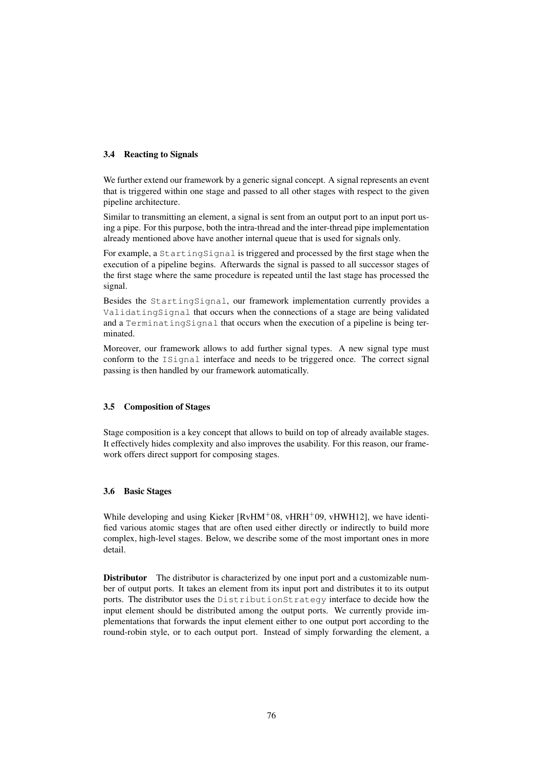### 3.4 Reacting to Signals

We further extend our framework by a generic signal concept. A signal represents an event that is triggered within one stage and passed to all other stages with respect to the given pipeline architecture.

Similar to transmitting an element, a signal is sent from an output port to an input port using a pipe. For this purpose, both the intra-thread and the inter-thread pipe implementation already mentioned above have another internal queue that is used for signals only.

For example, a `StartingSignal` is triggered and processed by the first stage when the execution of a pipeline begins. Afterwards the signal is passed to all successor stages of the first stage where the same procedure is repeated until the last stage has processed the signal.

Besides the `StartingSignal`, our framework implementation currently provides a `ValidatingSignal` that occurs when the connections of a stage are being validated and a `TerminatingSignal` that occurs when the execution of a pipeline is being terminated.

Moreover, our framework allows to add further signal types. A new signal type must conform to the `ISignal` interface and needs to be triggered once. The correct signal passing is then handled by our framework automatically.

### 3.5 Composition of Stages

Stage composition is a key concept that allows to build on top of already available stages. It effectively hides complexity and also improves the usability. For this reason, our framework offers direct support for composing stages.

### 3.6 Basic Stages

While developing and using Kieker [RvHM+08, vHRH+09, vHWH12], we have identified various atomic stages that are often used either directly or indirectly to build more complex, high-level stages. Below, we describe some of the most important ones in more detail.

**Distributor** The distributor is characterized by one input port and a customizable number of output ports. It takes an element from its input port and distributes it to its output ports. The distributor uses the `DistributionStrategy` interface to decide how the input element should be distributed among the output ports. We currently provide implementations that forwards the input element either to one output port according to the round-robin style, or to each output port. Instead of simply forwarding the element, a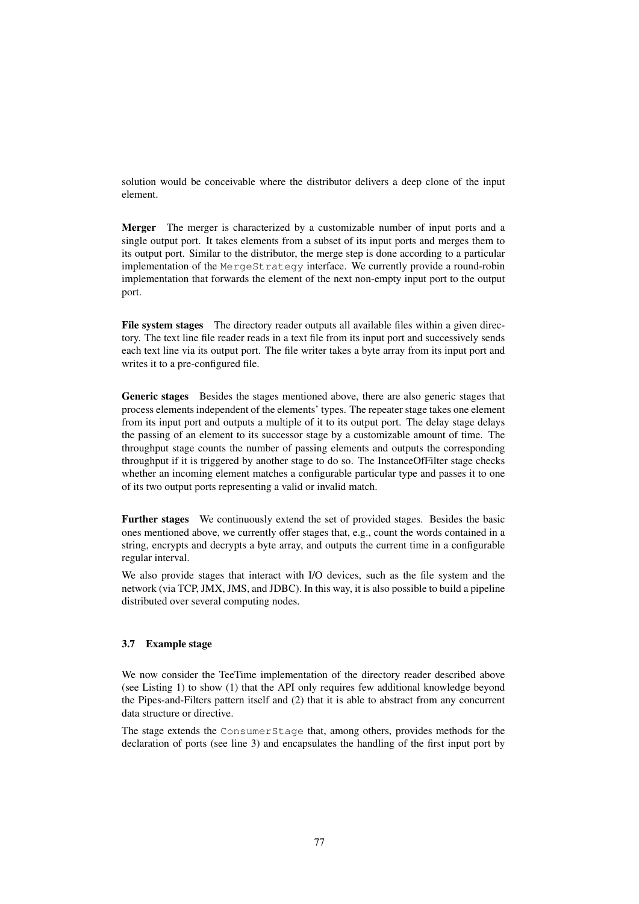solution would be conceivable where the distributor delivers a deep clone of the input element.

**Merger** The merger is characterized by a customizable number of input ports and a single output port. It takes elements from a subset of its input ports and merges them to its output port. Similar to the distributor, the merge step is done according to a particular implementation of the `MergeStrategy` interface. We currently provide a round-robin implementation that forwards the element of the next non-empty input port to the output port.

**File system stages** The directory reader outputs all available files within a given directory. The text line file reader reads in a text file from its input port and successively sends each text line via its output port. The file writer takes a byte array from its input port and writes it to a pre-configured file.

**Generic stages** Besides the stages mentioned above, there are also generic stages that process elements independent of the elements' types. The repeater stage takes one element from its input port and outputs a multiple of it to its output port. The delay stage delays the passing of an element to its successor stage by a customizable amount of time. The throughput stage counts the number of passing elements and outputs the corresponding throughput if it is triggered by another stage to do so. The InstanceOfFilter stage checks whether an incoming element matches a configurable particular type and passes it to one of its two output ports representing a valid or invalid match.

**Further stages** We continuously extend the set of provided stages. Besides the basic ones mentioned above, we currently offer stages that, e.g., count the words contained in a string, encrypts and decrypts a byte array, and outputs the current time in a configurable regular interval.

We also provide stages that interact with I/O devices, such as the file system and the network (via TCP, JMX, JMS, and JDBC). In this way, it is also possible to build a pipeline distributed over several computing nodes.

### 3.7 Example stage

We now consider the TeeTime implementation of the directory reader described above (see Listing 1) to show (1) that the API only requires few additional knowledge beyond the Pipes-and-Filters pattern itself and (2) that it is able to abstract from any concurrent data structure or directive.

The stage extends the `ConsumerStage` that, among others, provides methods for the declaration of ports (see line 3) and encapsulates the handling of the first input port by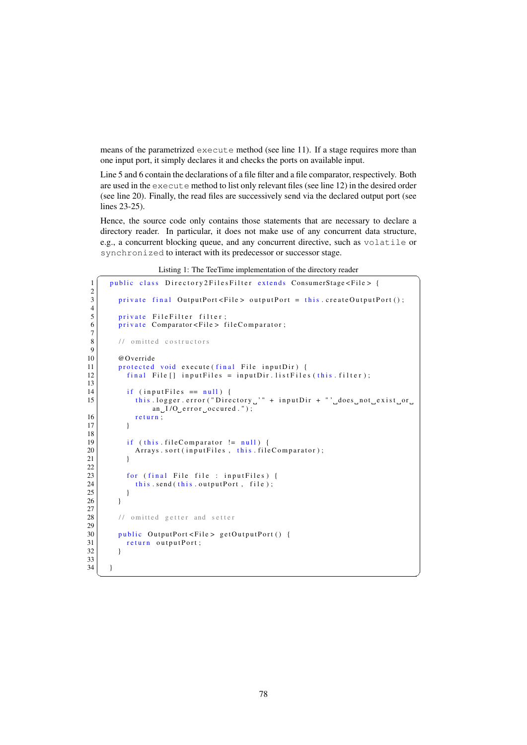means of the parametrized `execute` method (see line 11). If a stage requires more than one input port, it simply declares it and checks the ports on available input.

Line 5 and 6 contain the declarations of a file filter and a file comparator, respectively. Both are used in the `execute` method to list only relevant files (see line 12) in the desired order (see line 20). Finally, the read files are successively send via the declared output port (see lines 23-25).

Hence, the source code only contains those statements that are necessary to declare a directory reader. In particular, it does not make use of any concurrent data structure, e.g., a concurrent blocking queue, and any concurrent directive, such as `volatile` or `synchronized` to interact with its predecessor or successor stage.

Listing 1: The TeeTime implementation of the directory reader

```
1  public class Directory2FilesFilter extends ConsumerStage<File> {
2
3    private final OutputPort<File> outputPort = this.createOutputPort();
4
5    private FileFilter filter;
6    private Comparator<File> fileComparator;
7
8    // omitted costructors
9
10   @Override
11   protected void execute(final File inputDir) {
12     final File[] inputFiles = inputDir.listFiles(this.filter);
13
14     if (inputFiles == null) {
15       this.logger.error("Directory '" + inputDir + "' does not exist or
           an I/O error occured.");
16       return;
17     }
18
19     if (this.fileComparator != null) {
20       Arrays.sort(inputFiles, this.fileComparator);
21     }
22
23     for (final File file : inputFiles) {
24       this.send(this.outputPort, file);
25     }
26   }
27
28   // omitted getter and setter
29
30   public OutputPort<File> getOutputPort() {
31     return outputPort;
32   }
33
34 }
```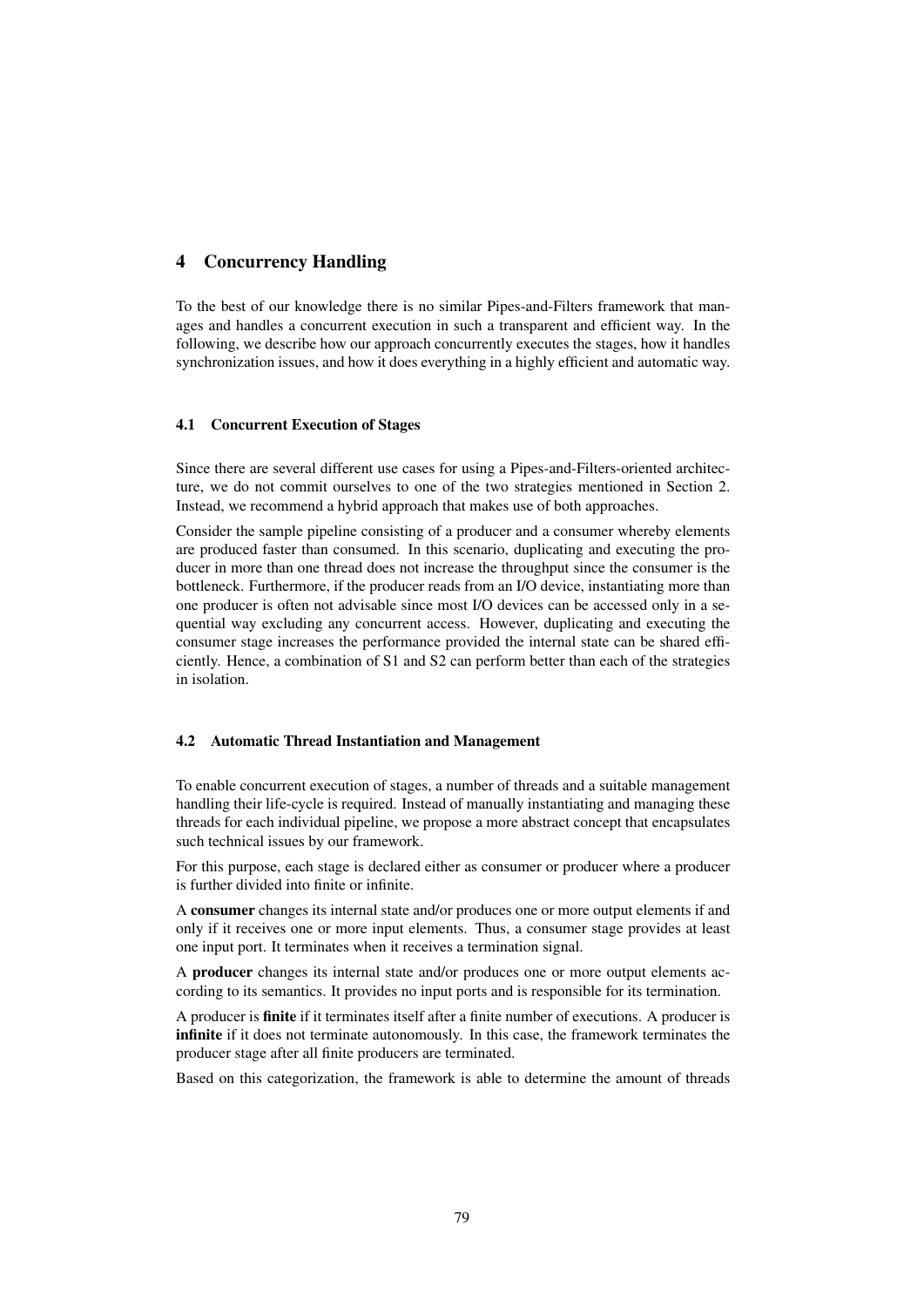## 4 Concurrency Handling

To the best of our knowledge there is no similar Pipes-and-Filters framework that manages and handles a concurrent execution in such a transparent and efficient way. In the following, we describe how our approach concurrently executes the stages, how it handles synchronization issues, and how it does everything in a highly efficient and automatic way.

### 4.1 Concurrent Execution of Stages

Since there are several different use cases for using a Pipes-and-Filters-oriented architecture, we do not commit ourselves to one of the two strategies mentioned in Section 2. Instead, we recommend a hybrid approach that makes use of both approaches.

Consider the sample pipeline consisting of a producer and a consumer whereby elements are produced faster than consumed. In this scenario, duplicating and executing the producer in more than one thread does not increase the throughput since the consumer is the bottleneck. Furthermore, if the producer reads from an I/O device, instantiating more than one producer is often not advisable since most I/O devices can be accessed only in a sequential way excluding any concurrent access. However, duplicating and executing the consumer stage increases the performance provided the internal state can be shared efficiently. Hence, a combination of S1 and S2 can perform better than each of the strategies in isolation.

### 4.2 Automatic Thread Instantiation and Management

To enable concurrent execution of stages, a number of threads and a suitable management handling their life-cycle is required. Instead of manually instantiating and managing these threads for each individual pipeline, we propose a more abstract concept that encapsulates such technical issues by our framework.

For this purpose, each stage is declared either as consumer or producer where a producer is further divided into finite or infinite.

A **consumer** changes its internal state and/or produces one or more output elements if and only if it receives one or more input elements. Thus, a consumer stage provides at least one input port. It terminates when it receives a termination signal.

A **producer** changes its internal state and/or produces one or more output elements according to its semantics. It provides no input ports and is responsible for its termination.

A producer is **finite** if it terminates itself after a finite number of executions. A producer is **infinite** if it does not terminate autonomously. In this case, the framework terminates the producer stage after all finite producers are terminated.

Based on this categorization, the framework is able to determine the amount of threads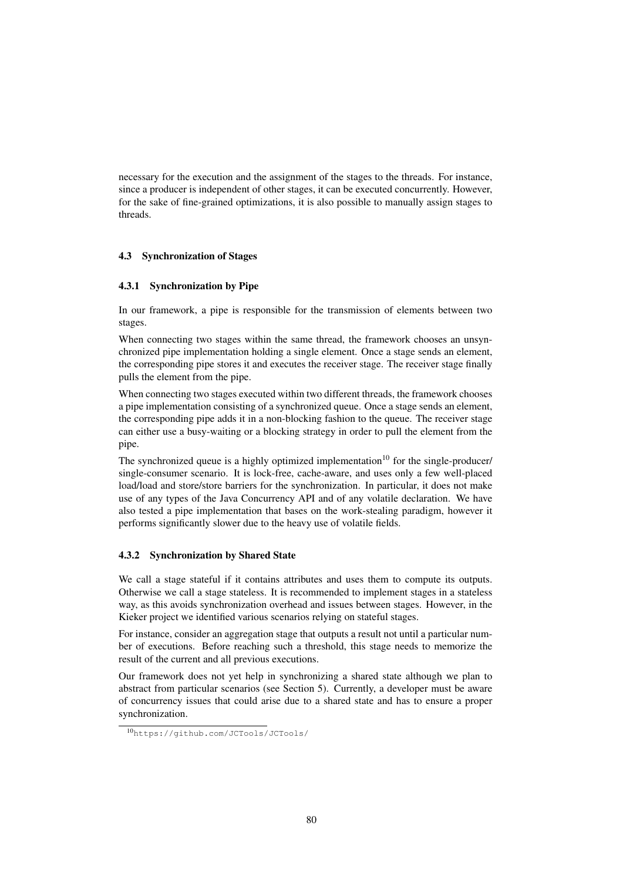necessary for the execution and the assignment of the stages to the threads. For instance, since a producer is independent of other stages, it can be executed concurrently. However, for the sake of fine-grained optimizations, it is also possible to manually assign stages to threads.

### 4.3 Synchronization of Stages

#### 4.3.1 Synchronization by Pipe

In our framework, a pipe is responsible for the transmission of elements between two stages.

When connecting two stages within the same thread, the framework chooses an unsynchronized pipe implementation holding a single element. Once a stage sends an element, the corresponding pipe stores it and executes the receiver stage. The receiver stage finally pulls the element from the pipe.

When connecting two stages executed within two different threads, the framework chooses a pipe implementation consisting of a synchronized queue. Once a stage sends an element, the corresponding pipe adds it in a non-blocking fashion to the queue. The receiver stage can either use a busy-waiting or a blocking strategy in order to pull the element from the pipe.

The synchronized queue is a highly optimized implementation[10] for the single-producer/ single-consumer scenario. It is lock-free, cache-aware, and uses only a few well-placed load/load and store/store barriers for the synchronization. In particular, it does not make use of any types of the Java Concurrency API and of any volatile declaration. We have also tested a pipe implementation that bases on the work-stealing paradigm, however it performs significantly slower due to the heavy use of volatile fields.

#### 4.3.2 Synchronization by Shared State

We call a stage stateful if it contains attributes and uses them to compute its outputs. Otherwise we call a stage stateless. It is recommended to implement stages in a stateless way, as this avoids synchronization overhead and issues between stages. However, in the Kieker project we identified various scenarios relying on stateful stages.

For instance, consider an aggregation stage that outputs a result not until a particular number of executions. Before reaching such a threshold, this stage needs to memorize the result of the current and all previous executions.

Our framework does not yet help in synchronizing a shared state although we plan to abstract from particular scenarios (see Section 5). Currently, a developer must be aware of concurrency issues that could arise due to a shared state and has to ensure a proper synchronization.

[10] `https://github.com/JCTools/JCTools/`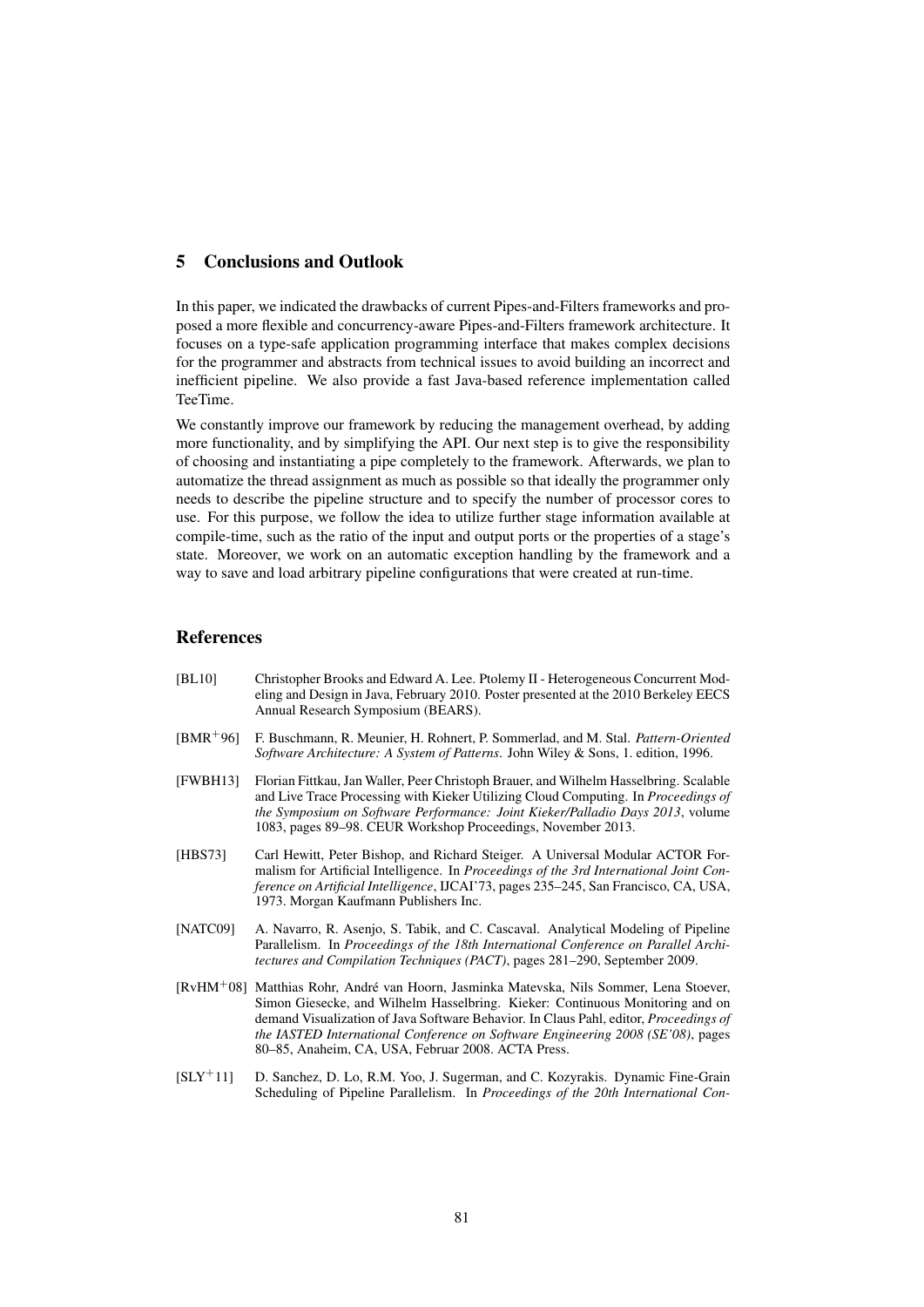## 5 Conclusions and Outlook

In this paper, we indicated the drawbacks of current Pipes-and-Filters frameworks and proposed a more flexible and concurrency-aware Pipes-and-Filters framework architecture. It focuses on a type-safe application programming interface that makes complex decisions for the programmer and abstracts from technical issues to avoid building an incorrect and inefficient pipeline. We also provide a fast Java-based reference implementation called TeeTime.

We constantly improve our framework by reducing the management overhead, by adding more functionality, and by simplifying the API. Our next step is to give the responsibility of choosing and instantiating a pipe completely to the framework. Afterwards, we plan to automatize the thread assignment as much as possible so that ideally the programmer only needs to describe the pipeline structure and to specify the number of processor cores to use. For this purpose, we follow the idea to utilize further stage information available at compile-time, such as the ratio of the input and output ports or the properties of a stage's state. Moreover, we work on an automatic exception handling by the framework and a way to save and load arbitrary pipeline configurations that were created at run-time.

## References

[BL10] Christopher Brooks and Edward A. Lee. Ptolemy II - Heterogeneous Concurrent Modeling and Design in Java, February 2010. Poster presented at the 2010 Berkeley EECS Annual Research Symposium (BEARS).

[BMR+96] F. Buschmann, R. Meunier, H. Rohnert, P. Sommerlad, and M. Stal. *Pattern-Oriented Software Architecture: A System of Patterns*. John Wiley & Sons, 1. edition, 1996.

[FWBH13] Florian Fittkau, Jan Waller, Peer Christoph Brauer, and Wilhelm Hasselbring. Scalable and Live Trace Processing with Kieker Utilizing Cloud Computing. In *Proceedings of the Symposium on Software Performance: Joint Kieker/Palladio Days 2013*, volume 1083, pages 89–98. CEUR Workshop Proceedings, November 2013.

[HBS73] Carl Hewitt, Peter Bishop, and Richard Steiger. A Universal Modular ACTOR Formalism for Artificial Intelligence. In *Proceedings of the 3rd International Joint Conference on Artificial Intelligence*, IJCAI'73, pages 235–245, San Francisco, CA, USA, 1973. Morgan Kaufmann Publishers Inc.

[NATC09] A. Navarro, R. Asenjo, S. Tabik, and C. Cascaval. Analytical Modeling of Pipeline Parallelism. In *Proceedings of the 18th International Conference on Parallel Architectures and Compilation Techniques (PACT)*, pages 281–290, September 2009.

[RvHM+08] Matthias Rohr, André van Hoorn, Jasminka Matevska, Nils Sommer, Lena Stoever, Simon Giesecke, and Wilhelm Hasselbring. Kieker: Continuous Monitoring and on demand Visualization of Java Software Behavior. In Claus Pahl, editor, *Proceedings of the IASTED International Conference on Software Engineering 2008 (SE'08)*, pages 80–85, Anaheim, CA, USA, Februar 2008. ACTA Press.

[SLY+11] D. Sanchez, D. Lo, R.M. Yoo, J. Sugerman, and C. Kozyrakis. Dynamic Fine-Grain Scheduling of Pipeline Parallelism. In *Proceedings of the 20th International Con-*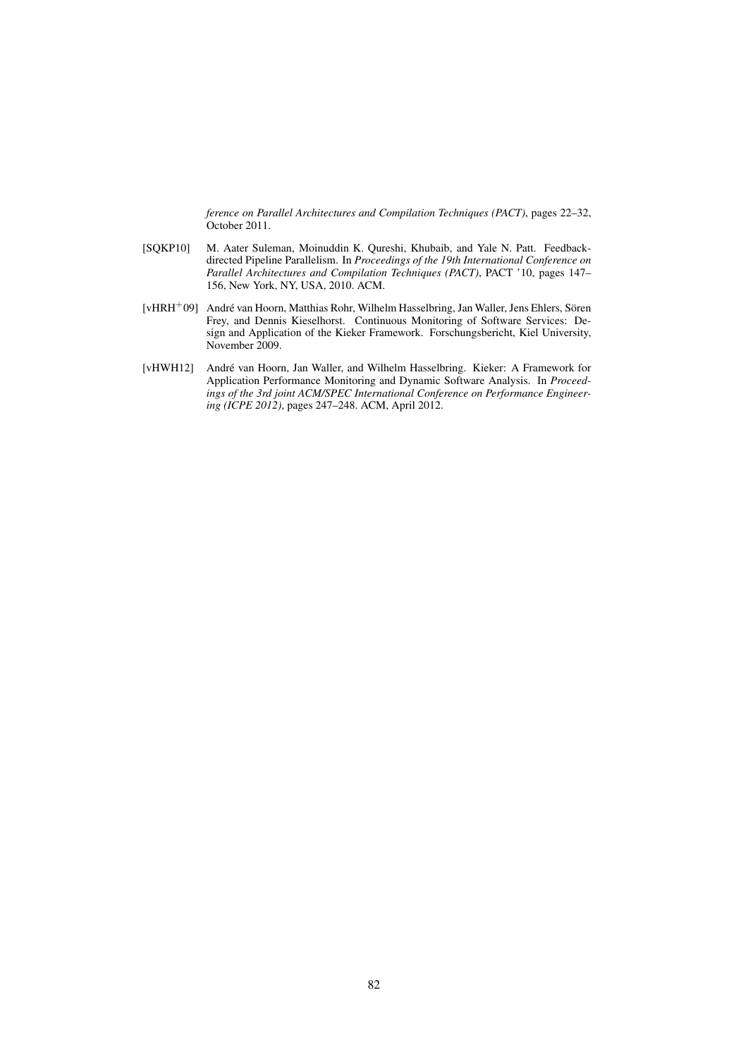*ference on Parallel Architectures and Compilation Techniques (PACT)*, pages 22–32, October 2011.

[SQKP10] M. Aater Suleman, Moinuddin K. Qureshi, Khubaib, and Yale N. Patt. Feedback-directed Pipeline Parallelism. In *Proceedings of the 19th International Conference on Parallel Architectures and Compilation Techniques (PACT)*, PACT '10, pages 147–156, New York, NY, USA, 2010. ACM.

[vHRH+09] André van Hoorn, Matthias Rohr, Wilhelm Hasselbring, Jan Waller, Jens Ehlers, Sören Frey, and Dennis Kieselhorst. Continuous Monitoring of Software Services: Design and Application of the Kieker Framework. Forschungsbericht, Kiel University, November 2009.

[vHWH12] André van Hoorn, Jan Waller, and Wilhelm Hasselbring. Kieker: A Framework for Application Performance Monitoring and Dynamic Software Analysis. In *Proceedings of the 3rd joint ACM/SPEC International Conference on Performance Engineering (ICPE 2012)*, pages 247–248. ACM, April 2012.